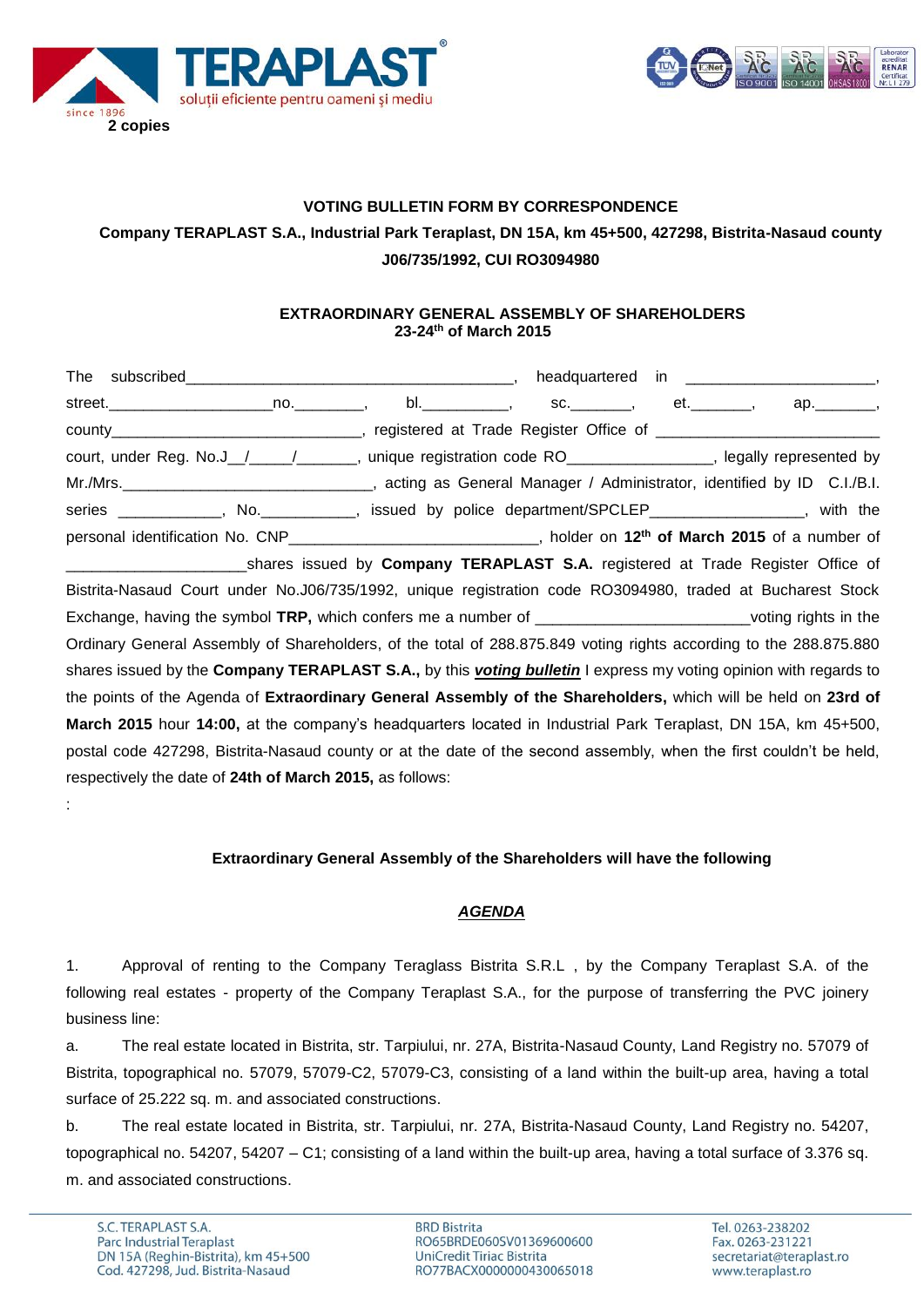2 copies

**VOTING BULLETIN FORM BY CORRESPONDENCE**

**Company TERAPLAST S.A., Industrial Park Teraplast, DN 15A, km 45+500, 427298, Bistrita-Nasaud county**

**J06/735/1992, CUI RO3094980**

**EXTRAORDINARY GENERAL ASSEMBLY OF SHAREHOLDERS**
**23-24th of March 2015**

The subscribed______________________________________, headquartered in _____________________, street.__________________no.________, bl._________, sc._______, et._______, ap._______, county____________________________, registered at Trade Register Office of _________________________ court, under Reg. No.J__/_____/_______, unique registration code RO________________, legally represented by Mr./Mrs.______________________________, acting as General Manager / Administrator, identified by ID C.I./B.I. series ____________, No.___________, issued by police department/SPCLEP_________________, with the personal identification No. CNP_____________________________, holder on **12th of March 2015** of a number of ____________________shares issued by **Company TERAPLAST S.A.** registered at Trade Register Office of Bistrita-Nasaud Court under No.J06/735/1992, unique registration code RO3094980, traded at Bucharest Stock Exchange, having the symbol **TRP,** which confers me a number of ________________________voting rights in the Ordinary General Assembly of Shareholders, of the total of 288.875.849 voting rights according to the 288.875.880 shares issued by the **Company TERAPLAST S.A.,** by this ***voting bulletin*** I express my voting opinion with regards to the points of the Agenda of **Extraordinary General Assembly of the Shareholders,** which will be held on **23rd of March 2015** hour **14:00,** at the company's headquarters located in Industrial Park Teraplast, DN 15A, km 45+500, postal code 427298, Bistrita-Nasaud county or at the date of the second assembly, when the first couldn't be held, respectively the date of **24th of March 2015,** as follows:

:

**Extraordinary General Assembly of the Shareholders will have the following**

***AGENDA***

1. Approval of renting to the Company Teraglass Bistrita S.R.L , by the Company Teraplast S.A. of the following real estates - property of the Company Teraplast S.A., for the purpose of transferring the PVC joinery business line:

a. The real estate located in Bistrita, str. Tarpiului, nr. 27A, Bistrita-Nasaud County, Land Registry no. 57079 of Bistrita, topographical no. 57079, 57079-C2, 57079-C3, consisting of a land within the built-up area, having a total surface of 25.222 sq. m. and associated constructions.

b. The real estate located in Bistrita, str. Tarpiului, nr. 27A, Bistrita-Nasaud County, Land Registry no. 54207, topographical no. 54207, 54207 – C1; consisting of a land within the built-up area, having a total surface of 3.376 sq. m. and associated constructions.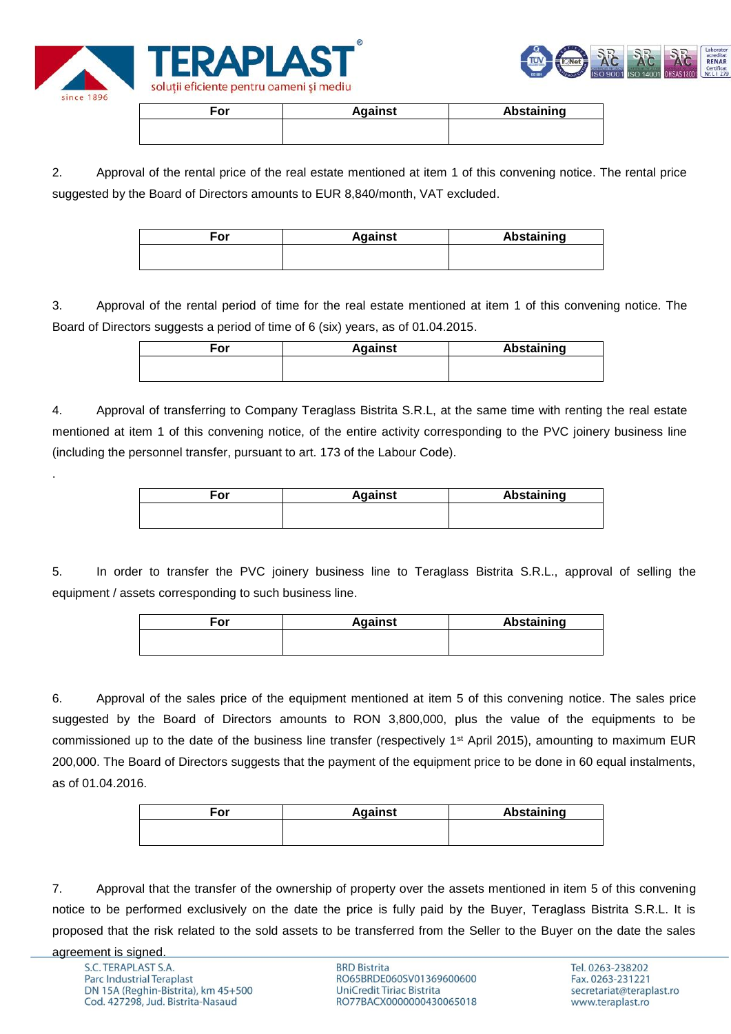| For | Against | Abstaining |
| --- | --- | --- |
| | | |

2. Approval of the rental price of the real estate mentioned at item 1 of this convening notice. The rental price suggested by the Board of Directors amounts to EUR 8,840/month, VAT excluded.

| For | Against | Abstaining |
| --- | --- | --- |
| | | |

3. Approval of the rental period of time for the real estate mentioned at item 1 of this convening notice. The Board of Directors suggests a period of time of 6 (six) years, as of 01.04.2015.

| For | Against | Abstaining |
| --- | --- | --- |
| | | |

4. Approval of transferring to Company Teraglass Bistrita S.R.L, at the same time with renting the real estate mentioned at item 1 of this convening notice, of the entire activity corresponding to the PVC joinery business line (including the personnel transfer, pursuant to art. 173 of the Labour Code).

.

| For | Against | Abstaining |
| --- | --- | --- |
| | | |

5. In order to transfer the PVC joinery business line to Teraglass Bistrita S.R.L., approval of selling the equipment / assets corresponding to such business line.

| For | Against | Abstaining |
| --- | --- | --- |
| | | |

6. Approval of the sales price of the equipment mentioned at item 5 of this convening notice. The sales price suggested by the Board of Directors amounts to RON 3,800,000, plus the value of the equipments to be commissioned up to the date of the business line transfer (respectively 1st April 2015), amounting to maximum EUR 200,000. The Board of Directors suggests that the payment of the equipment price to be done in 60 equal instalments, as of 01.04.2016.

| For | Against | Abstaining |
| --- | --- | --- |
| | | |

7. Approval that the transfer of the ownership of property over the assets mentioned in item 5 of this convening notice to be performed exclusively on the date the price is fully paid by the Buyer, Teraglass Bistrita S.R.L. It is proposed that the risk related to the sold assets to be transferred from the Seller to the Buyer on the date the sales agreement is signed.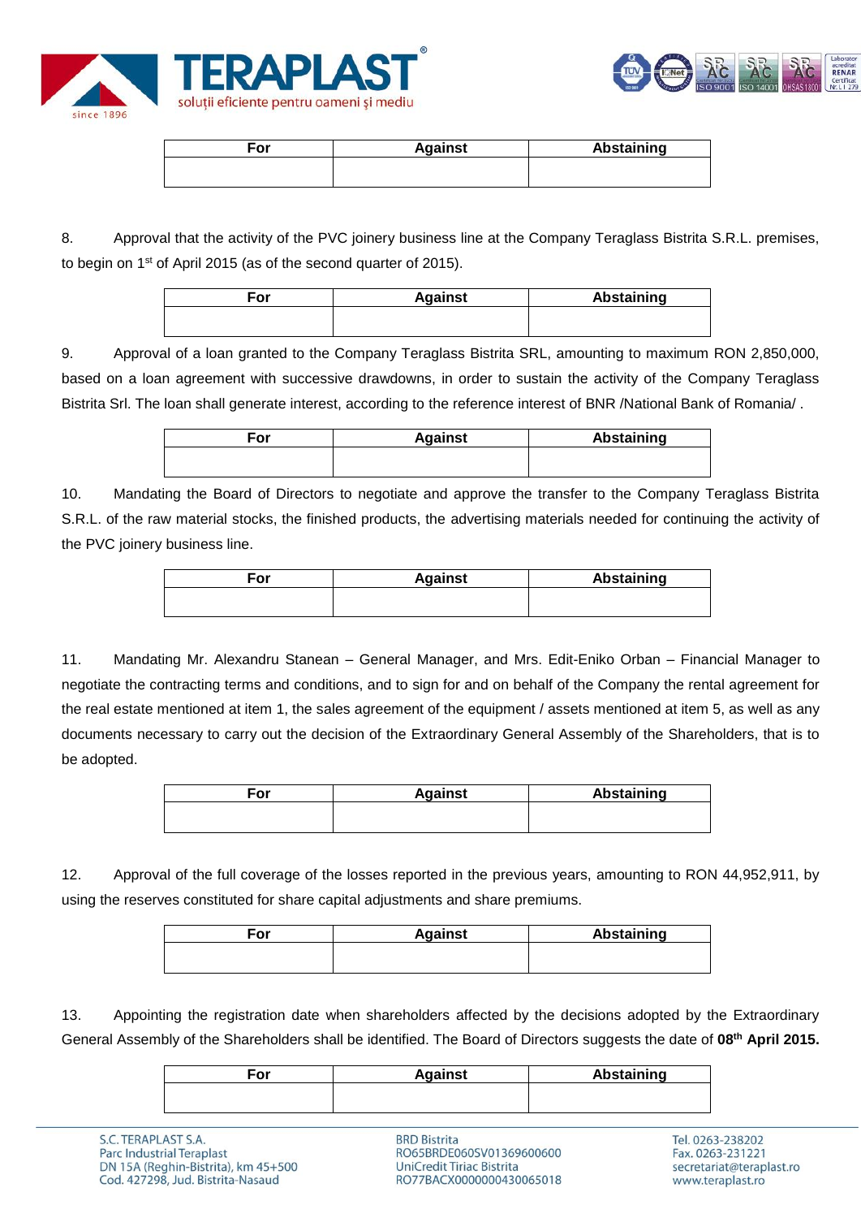| For | Against | Abstaining |
| --- | --- | --- |
| | | |

8. Approval that the activity of the PVC joinery business line at the Company Teraglass Bistrita S.R.L. premises, to begin on 1st of April 2015 (as of the second quarter of 2015).

| For | Against | Abstaining |
| --- | --- | --- |
| | | |

9. Approval of a loan granted to the Company Teraglass Bistrita SRL, amounting to maximum RON 2,850,000, based on a loan agreement with successive drawdowns, in order to sustain the activity of the Company Teraglass Bistrita Srl. The loan shall generate interest, according to the reference interest of BNR /National Bank of Romania/ .

| For | Against | Abstaining |
| --- | --- | --- |
| | | |

10. Mandating the Board of Directors to negotiate and approve the transfer to the Company Teraglass Bistrita S.R.L. of the raw material stocks, the finished products, the advertising materials needed for continuing the activity of the PVC joinery business line.

| For | Against | Abstaining |
| --- | --- | --- |
| | | |

11. Mandating Mr. Alexandru Stanean – General Manager, and Mrs. Edit-Eniko Orban – Financial Manager to negotiate the contracting terms and conditions, and to sign for and on behalf of the Company the rental agreement for the real estate mentioned at item 1, the sales agreement of the equipment / assets mentioned at item 5, as well as any documents necessary to carry out the decision of the Extraordinary General Assembly of the Shareholders, that is to be adopted.

| For | Against | Abstaining |
| --- | --- | --- |
| | | |

12. Approval of the full coverage of the losses reported in the previous years, amounting to RON 44,952,911, by using the reserves constituted for share capital adjustments and share premiums.

| For | Against | Abstaining |
| --- | --- | --- |
| | | |

13. Appointing the registration date when shareholders affected by the decisions adopted by the Extraordinary General Assembly of the Shareholders shall be identified. The Board of Directors suggests the date of **08th April 2015.**

| For | Against | Abstaining |
| --- | --- | --- |
| | | |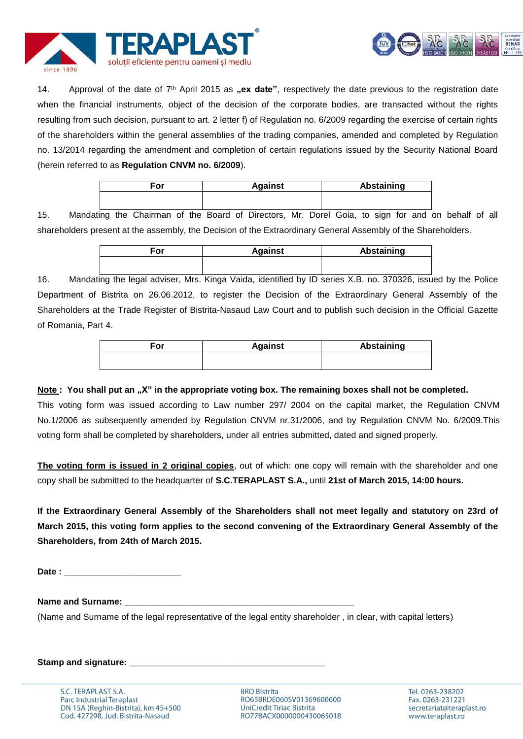14. Approval of the date of 7th April 2015 as **„ex date"**, respectively the date previous to the registration date when the financial instruments, object of the decision of the corporate bodies, are transacted without the rights resulting from such decision, pursuant to art. 2 letter f) of Regulation no. 6/2009 regarding the exercise of certain rights of the shareholders within the general assemblies of the trading companies, amended and completed by Regulation no. 13/2014 regarding the amendment and completion of certain regulations issued by the Security National Board (herein referred to as **Regulation CNVM no. 6/2009**).

| For | Against | Abstaining |
| --- | --- | --- |
| | | |

15. Mandating the Chairman of the Board of Directors, Mr. Dorel Goia, to sign for and on behalf of all shareholders present at the assembly, the Decision of the Extraordinary General Assembly of the Shareholders.

| For | Against | Abstaining |
| --- | --- | --- |
| | | |

16. Mandating the legal adviser, Mrs. Kinga Vaida, identified by ID series X.B. no. 370326, issued by the Police Department of Bistrita on 26.06.2012, to register the Decision of the Extraordinary General Assembly of the Shareholders at the Trade Register of Bistrita-Nasaud Law Court and to publish such decision in the Official Gazette of Romania, Part 4.

| For | Against | Abstaining |
| --- | --- | --- |
| | | |

**<u>Note</u> : You shall put an „X" in the appropriate voting box. The remaining boxes shall not be completed.**

This voting form was issued according to Law number 297/ 2004 on the capital market, the Regulation CNVM No.1/2006 as subsequently amended by Regulation CNVM nr.31/2006, and by Regulation CNVM No. 6/2009.This voting form shall be completed by shareholders, under all entries submitted, dated and signed properly.

**<u>The voting form is issued in 2 original copies</u>**, out of which: one copy will remain with the shareholder and one copy shall be submitted to the headquarter of **S.C.TERAPLAST S.A.,** until **21st of March 2015, 14:00 hours.**

**If the Extraordinary General Assembly of the Shareholders shall not meet legally and statutory on 23rd of March 2015, this voting form applies to the second convening of the Extraordinary General Assembly of the Shareholders, from 24th of March 2015.**

**Date :** ________________________

**Name and Surname:** ________________________________________________

(Name and Surname of the legal representative of the legal entity shareholder , in clear, with capital letters)

**Stamp and signature:** ________________________________________